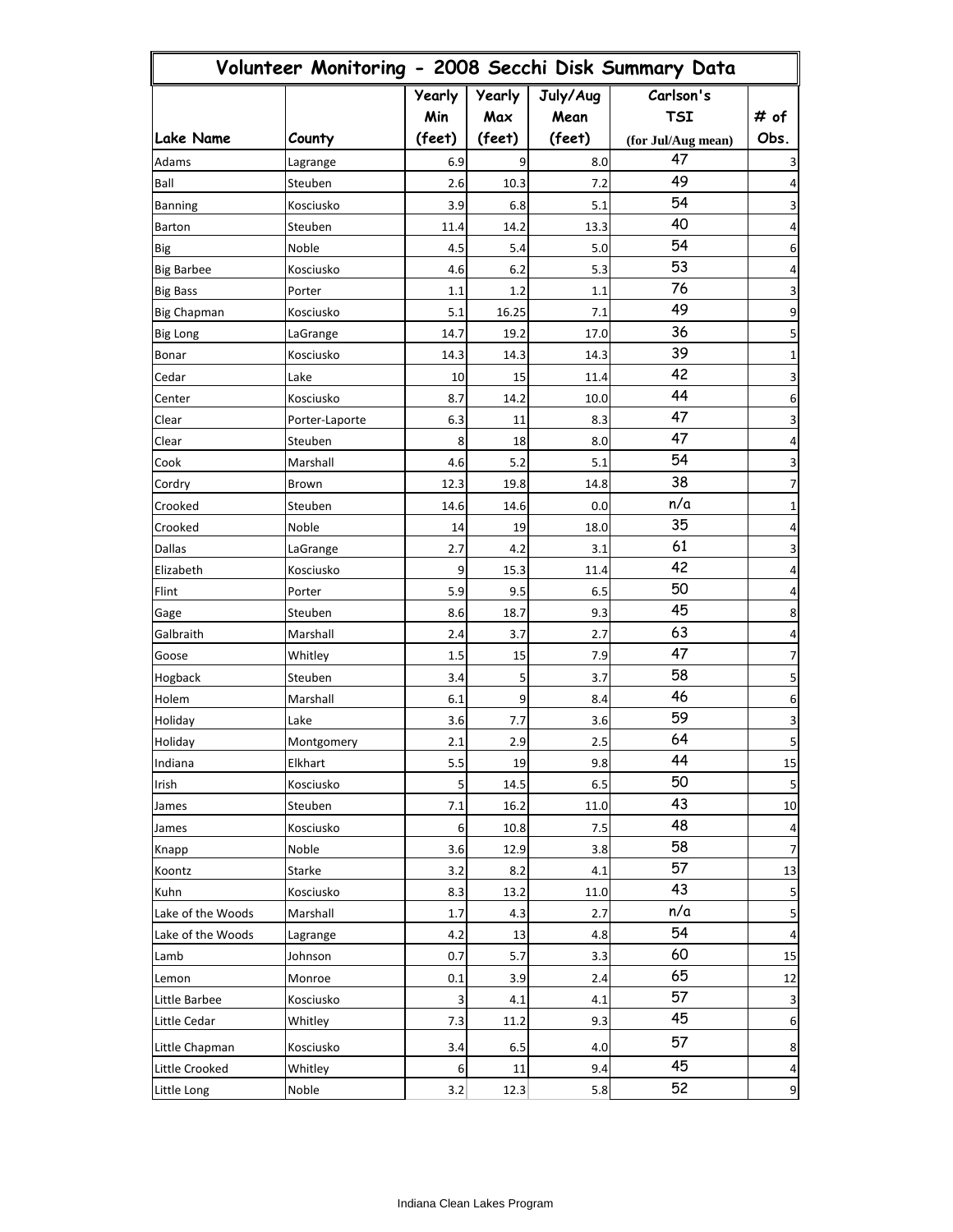# Volunteer Monitoring - 2008 Secchi Disk Summary Data

| Lake Name | County | Yearly Min (feet) | Yearly Max (feet) | July/Aug Mean (feet) | Carlson's TSI (for Jul/Aug mean) | # of Obs. |
|---|---|---|---|---|---|---|
| Adams | Lagrange | 6.9 | 9 | 8.0 | 47 | 3 |
| Ball | Steuben | 2.6 | 10.3 | 7.2 | 49 | 4 |
| Banning | Kosciusko | 3.9 | 6.8 | 5.1 | 54 | 3 |
| Barton | Steuben | 11.4 | 14.2 | 13.3 | 40 | 4 |
| Big | Noble | 4.5 | 5.4 | 5.0 | 54 | 6 |
| Big Barbee | Kosciusko | 4.6 | 6.2 | 5.3 | 53 | 4 |
| Big Bass | Porter | 1.1 | 1.2 | 1.1 | 76 | 3 |
| Big Chapman | Kosciusko | 5.1 | 16.25 | 7.1 | 49 | 9 |
| Big Long | LaGrange | 14.7 | 19.2 | 17.0 | 36 | 5 |
| Bonar | Kosciusko | 14.3 | 14.3 | 14.3 | 39 | 1 |
| Cedar | Lake | 10 | 15 | 11.4 | 42 | 3 |
| Center | Kosciusko | 8.7 | 14.2 | 10.0 | 44 | 6 |
| Clear | Porter-Laporte | 6.3 | 11 | 8.3 | 47 | 3 |
| Clear | Steuben | 8 | 18 | 8.0 | 47 | 4 |
| Cook | Marshall | 4.6 | 5.2 | 5.1 | 54 | 3 |
| Cordry | Brown | 12.3 | 19.8 | 14.8 | 38 | 7 |
| Crooked | Steuben | 14.6 | 14.6 | 0.0 | n/a | 1 |
| Crooked | Noble | 14 | 19 | 18.0 | 35 | 4 |
| Dallas | LaGrange | 2.7 | 4.2 | 3.1 | 61 | 3 |
| Elizabeth | Kosciusko | 9 | 15.3 | 11.4 | 42 | 4 |
| Flint | Porter | 5.9 | 9.5 | 6.5 | 50 | 4 |
| Gage | Steuben | 8.6 | 18.7 | 9.3 | 45 | 8 |
| Galbraith | Marshall | 2.4 | 3.7 | 2.7 | 63 | 4 |
| Goose | Whitley | 1.5 | 15 | 7.9 | 47 | 7 |
| Hogback | Steuben | 3.4 | 5 | 3.7 | 58 | 5 |
| Holem | Marshall | 6.1 | 9 | 8.4 | 46 | 6 |
| Holiday | Lake | 3.6 | 7.7 | 3.6 | 59 | 3 |
| Holiday | Montgomery | 2.1 | 2.9 | 2.5 | 64 | 5 |
| Indiana | Elkhart | 5.5 | 19 | 9.8 | 44 | 15 |
| Irish | Kosciusko | 5 | 14.5 | 6.5 | 50 | 5 |
| James | Steuben | 7.1 | 16.2 | 11.0 | 43 | 10 |
| James | Kosciusko | 6 | 10.8 | 7.5 | 48 | 4 |
| Knapp | Noble | 3.6 | 12.9 | 3.8 | 58 | 7 |
| Koontz | Starke | 3.2 | 8.2 | 4.1 | 57 | 13 |
| Kuhn | Kosciusko | 8.3 | 13.2 | 11.0 | 43 | 5 |
| Lake of the Woods | Marshall | 1.7 | 4.3 | 2.7 | n/a | 5 |
| Lake of the Woods | Lagrange | 4.2 | 13 | 4.8 | 54 | 4 |
| Lamb | Johnson | 0.7 | 5.7 | 3.3 | 60 | 15 |
| Lemon | Monroe | 0.1 | 3.9 | 2.4 | 65 | 12 |
| Little Barbee | Kosciusko | 3 | 4.1 | 4.1 | 57 | 3 |
| Little Cedar | Whitley | 7.3 | 11.2 | 9.3 | 45 | 6 |
| Little Chapman | Kosciusko | 3.4 | 6.5 | 4.0 | 57 | 8 |
| Little Crooked | Whitley | 6 | 11 | 9.4 | 45 | 4 |
| Little Long | Noble | 3.2 | 12.3 | 5.8 | 52 | 9 |

Indiana Clean Lakes Program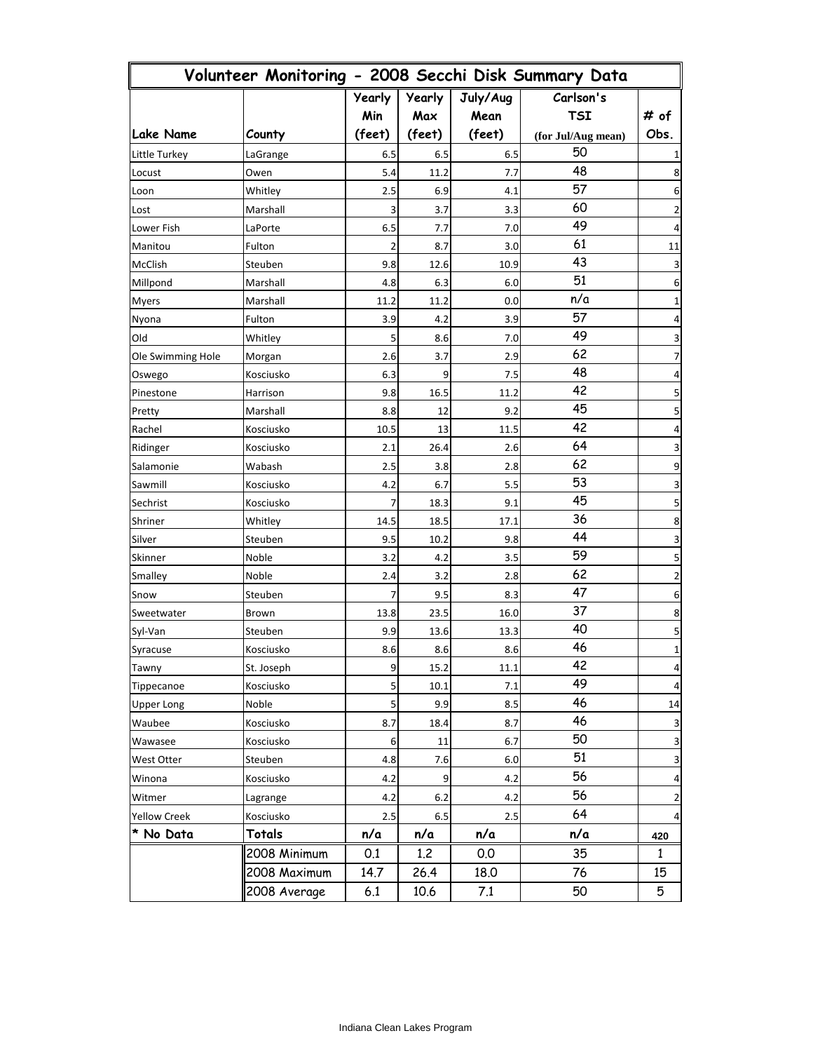| Volunteer Monitoring - 2008 Secchi Disk Summary Data | | | | | | |
|---|---|---|---|---|---|---|
| Lake Name | County | Yearly Min (feet) | Yearly Max (feet) | July/Aug Mean (feet) | Carlson's TSI (for Jul/Aug mean) | # of Obs. |
| Little Turkey | LaGrange | 6.5 | 6.5 | 6.5 | 50 | 1 |
| Locust | Owen | 5.4 | 11.2 | 7.7 | 48 | 8 |
| Loon | Whitley | 2.5 | 6.9 | 4.1 | 57 | 6 |
| Lost | Marshall | 3 | 3.7 | 3.3 | 60 | 2 |
| Lower Fish | LaPorte | 6.5 | 7.7 | 7.0 | 49 | 4 |
| Manitou | Fulton | 2 | 8.7 | 3.0 | 61 | 11 |
| McClish | Steuben | 9.8 | 12.6 | 10.9 | 43 | 3 |
| Millpond | Marshall | 4.8 | 6.3 | 6.0 | 51 | 6 |
| Myers | Marshall | 11.2 | 11.2 | 0.0 | n/a | 1 |
| Nyona | Fulton | 3.9 | 4.2 | 3.9 | 57 | 4 |
| Old | Whitley | 5 | 8.6 | 7.0 | 49 | 3 |
| Ole Swimming Hole | Morgan | 2.6 | 3.7 | 2.9 | 62 | 7 |
| Oswego | Kosciusko | 6.3 | 9 | 7.5 | 48 | 4 |
| Pinestone | Harrison | 9.8 | 16.5 | 11.2 | 42 | 5 |
| Pretty | Marshall | 8.8 | 12 | 9.2 | 45 | 5 |
| Rachel | Kosciusko | 10.5 | 13 | 11.5 | 42 | 4 |
| Ridinger | Kosciusko | 2.1 | 26.4 | 2.6 | 64 | 3 |
| Salamonie | Wabash | 2.5 | 3.8 | 2.8 | 62 | 9 |
| Sawmill | Kosciusko | 4.2 | 6.7 | 5.5 | 53 | 3 |
| Sechrist | Kosciusko | 7 | 18.3 | 9.1 | 45 | 5 |
| Shriner | Whitley | 14.5 | 18.5 | 17.1 | 36 | 8 |
| Silver | Steuben | 9.5 | 10.2 | 9.8 | 44 | 3 |
| Skinner | Noble | 3.2 | 4.2 | 3.5 | 59 | 5 |
| Smalley | Noble | 2.4 | 3.2 | 2.8 | 62 | 2 |
| Snow | Steuben | 7 | 9.5 | 8.3 | 47 | 6 |
| Sweetwater | Brown | 13.8 | 23.5 | 16.0 | 37 | 8 |
| Syl-Van | Steuben | 9.9 | 13.6 | 13.3 | 40 | 5 |
| Syracuse | Kosciusko | 8.6 | 8.6 | 8.6 | 46 | 1 |
| Tawny | St. Joseph | 9 | 15.2 | 11.1 | 42 | 4 |
| Tippecanoe | Kosciusko | 5 | 10.1 | 7.1 | 49 | 4 |
| Upper Long | Noble | 5 | 9.9 | 8.5 | 46 | 14 |
| Waubee | Kosciusko | 8.7 | 18.4 | 8.7 | 46 | 3 |
| Wawasee | Kosciusko | 6 | 11 | 6.7 | 50 | 3 |
| West Otter | Steuben | 4.8 | 7.6 | 6.0 | 51 | 3 |
| Winona | Kosciusko | 4.2 | 9 | 4.2 | 56 | 4 |
| Witmer | Lagrange | 4.2 | 6.2 | 4.2 | 56 | 2 |
| Yellow Creek | Kosciusko | 2.5 | 6.5 | 2.5 | 64 | 4 |
| * No Data | Totals | n/a | n/a | n/a | n/a | 420 |
| | 2008 Minimum | 0.1 | 1.2 | 0.0 | 35 | 1 |
| | 2008 Maximum | 14.7 | 26.4 | 18.0 | 76 | 15 |
| | 2008 Average | 6.1 | 10.6 | 7.1 | 50 | 5 |